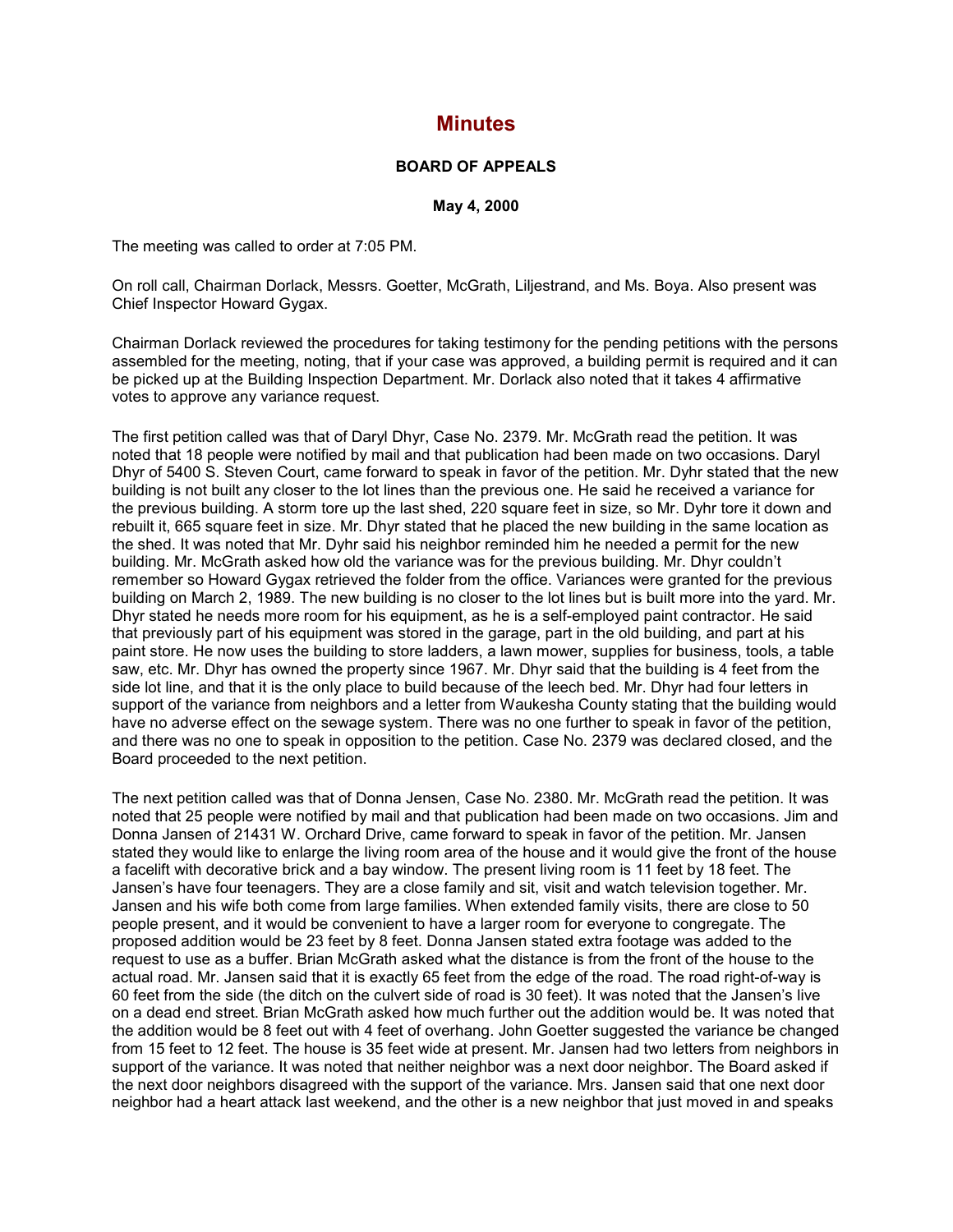# Minutes

**BOARD OF APPEALS**

**May 4, 2000**

The meeting was called to order at 7:05 PM.

On roll call, Chairman Dorlack, Messrs. Goetter, McGrath, Liljestrand, and Ms. Boya. Also present was Chief Inspector Howard Gygax.

Chairman Dorlack reviewed the procedures for taking testimony for the pending petitions with the persons assembled for the meeting, noting, that if your case was approved, a building permit is required and it can be picked up at the Building Inspection Department. Mr. Dorlack also noted that it takes 4 affirmative votes to approve any variance request.

The first petition called was that of Daryl Dhyr, Case No. 2379. Mr. McGrath read the petition. It was noted that 18 people were notified by mail and that publication had been made on two occasions. Daryl Dhyr of 5400 S. Steven Court, came forward to speak in favor of the petition. Mr. Dyhr stated that the new building is not built any closer to the lot lines than the previous one. He said he received a variance for the previous building. A storm tore up the last shed, 220 square feet in size, so Mr. Dyhr tore it down and rebuilt it, 665 square feet in size. Mr. Dhyr stated that he placed the new building in the same location as the shed. It was noted that Mr. Dyhr said his neighbor reminded him he needed a permit for the new building. Mr. McGrath asked how old the variance was for the previous building. Mr. Dhyr couldn't remember so Howard Gygax retrieved the folder from the office. Variances were granted for the previous building on March 2, 1989. The new building is no closer to the lot lines but is built more into the yard. Mr. Dhyr stated he needs more room for his equipment, as he is a self-employed paint contractor. He said that previously part of his equipment was stored in the garage, part in the old building, and part at his paint store. He now uses the building to store ladders, a lawn mower, supplies for business, tools, a table saw, etc. Mr. Dhyr has owned the property since 1967. Mr. Dhyr said that the building is 4 feet from the side lot line, and that it is the only place to build because of the leech bed. Mr. Dhyr had four letters in support of the variance from neighbors and a letter from Waukesha County stating that the building would have no adverse effect on the sewage system. There was no one further to speak in favor of the petition, and there was no one to speak in opposition to the petition. Case No. 2379 was declared closed, and the Board proceeded to the next petition.

The next petition called was that of Donna Jensen, Case No. 2380. Mr. McGrath read the petition. It was noted that 25 people were notified by mail and that publication had been made on two occasions. Jim and Donna Jansen of 21431 W. Orchard Drive, came forward to speak in favor of the petition. Mr. Jansen stated they would like to enlarge the living room area of the house and it would give the front of the house a facelift with decorative brick and a bay window. The present living room is 11 feet by 18 feet. The Jansen's have four teenagers. They are a close family and sit, visit and watch television together. Mr. Jansen and his wife both come from large families. When extended family visits, there are close to 50 people present, and it would be convenient to have a larger room for everyone to congregate. The proposed addition would be 23 feet by 8 feet. Donna Jansen stated extra footage was added to the request to use as a buffer. Brian McGrath asked what the distance is from the front of the house to the actual road. Mr. Jansen said that it is exactly 65 feet from the edge of the road. The road right-of-way is 60 feet from the side (the ditch on the culvert side of road is 30 feet). It was noted that the Jansen's live on a dead end street. Brian McGrath asked how much further out the addition would be. It was noted that the addition would be 8 feet out with 4 feet of overhang. John Goetter suggested the variance be changed from 15 feet to 12 feet. The house is 35 feet wide at present. Mr. Jansen had two letters from neighbors in support of the variance. It was noted that neither neighbor was a next door neighbor. The Board asked if the next door neighbors disagreed with the support of the variance. Mrs. Jansen said that one next door neighbor had a heart attack last weekend, and the other is a new neighbor that just moved in and speaks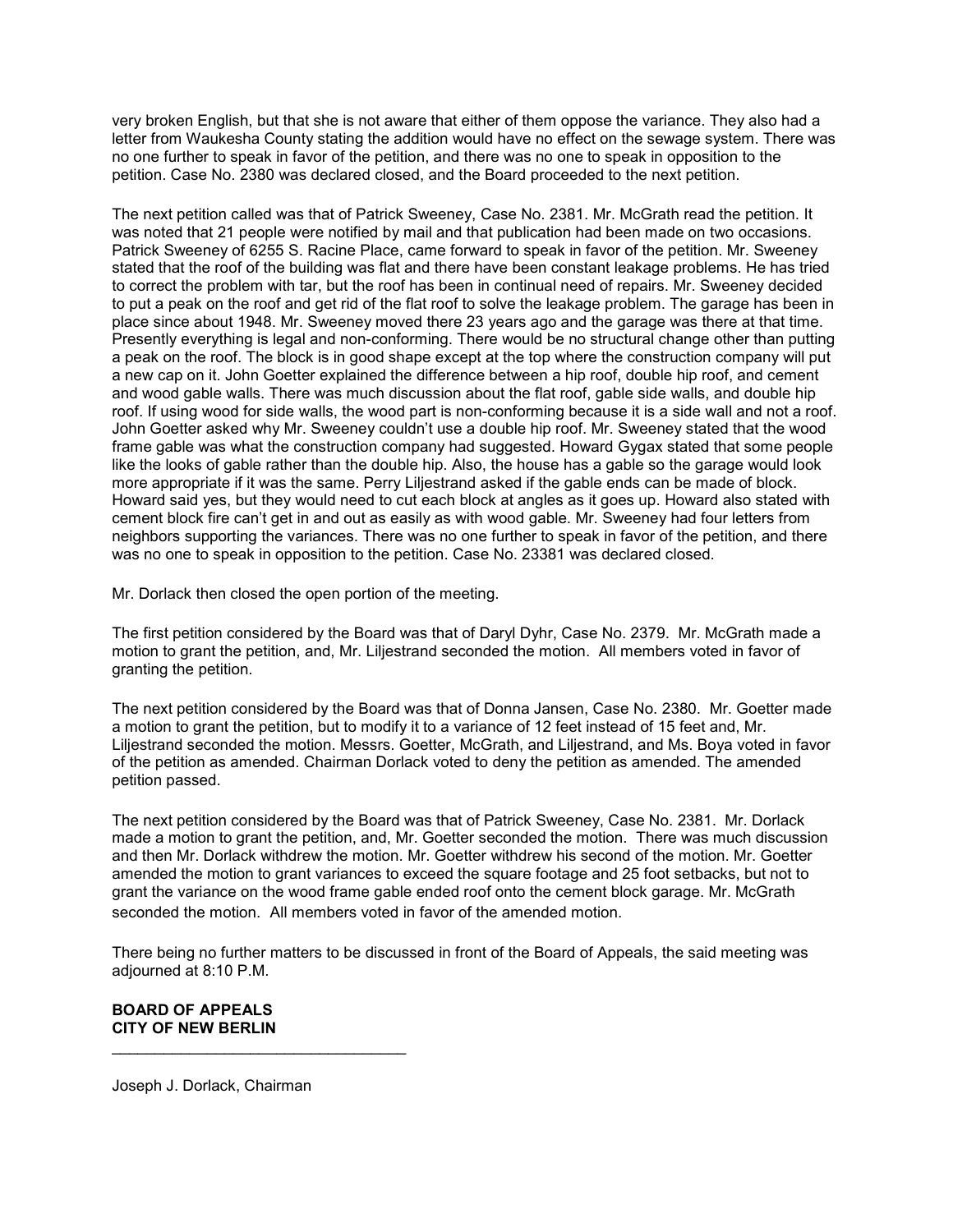very broken English, but that she is not aware that either of them oppose the variance. They also had a letter from Waukesha County stating the addition would have no effect on the sewage system. There was no one further to speak in favor of the petition, and there was no one to speak in opposition to the petition. Case No. 2380 was declared closed, and the Board proceeded to the next petition.

The next petition called was that of Patrick Sweeney, Case No. 2381. Mr. McGrath read the petition. It was noted that 21 people were notified by mail and that publication had been made on two occasions. Patrick Sweeney of 6255 S. Racine Place, came forward to speak in favor of the petition. Mr. Sweeney stated that the roof of the building was flat and there have been constant leakage problems. He has tried to correct the problem with tar, but the roof has been in continual need of repairs. Mr. Sweeney decided to put a peak on the roof and get rid of the flat roof to solve the leakage problem. The garage has been in place since about 1948. Mr. Sweeney moved there 23 years ago and the garage was there at that time. Presently everything is legal and non-conforming. There would be no structural change other than putting a peak on the roof. The block is in good shape except at the top where the construction company will put a new cap on it. John Goetter explained the difference between a hip roof, double hip roof, and cement and wood gable walls. There was much discussion about the flat roof, gable side walls, and double hip roof. If using wood for side walls, the wood part is non-conforming because it is a side wall and not a roof. John Goetter asked why Mr. Sweeney couldn't use a double hip roof. Mr. Sweeney stated that the wood frame gable was what the construction company had suggested. Howard Gygax stated that some people like the looks of gable rather than the double hip. Also, the house has a gable so the garage would look more appropriate if it was the same. Perry Liljestrand asked if the gable ends can be made of block. Howard said yes, but they would need to cut each block at angles as it goes up. Howard also stated with cement block fire can't get in and out as easily as with wood gable. Mr. Sweeney had four letters from neighbors supporting the variances. There was no one further to speak in favor of the petition, and there was no one to speak in opposition to the petition. Case No. 23381 was declared closed.

Mr. Dorlack then closed the open portion of the meeting.

The first petition considered by the Board was that of Daryl Dyhr, Case No. 2379. Mr. McGrath made a motion to grant the petition, and, Mr. Liljestrand seconded the motion. All members voted in favor of granting the petition.

The next petition considered by the Board was that of Donna Jansen, Case No. 2380. Mr. Goetter made a motion to grant the petition, but to modify it to a variance of 12 feet instead of 15 feet and, Mr. Liljestrand seconded the motion. Messrs. Goetter, McGrath, and Liljestrand, and Ms. Boya voted in favor of the petition as amended. Chairman Dorlack voted to deny the petition as amended. The amended petition passed.

The next petition considered by the Board was that of Patrick Sweeney, Case No. 2381. Mr. Dorlack made a motion to grant the petition, and, Mr. Goetter seconded the motion. There was much discussion and then Mr. Dorlack withdrew the motion. Mr. Goetter withdrew his second of the motion. Mr. Goetter amended the motion to grant variances to exceed the square footage and 25 foot setbacks, but not to grant the variance on the wood frame gable ended roof onto the cement block garage. Mr. McGrath seconded the motion. All members voted in favor of the amended motion.

There being no further matters to be discussed in front of the Board of Appeals, the said meeting was adjourned at 8:10 P.M.

**BOARD OF APPEALS**
**CITY OF NEW BERLIN**

___________________________________

Joseph J. Dorlack, Chairman